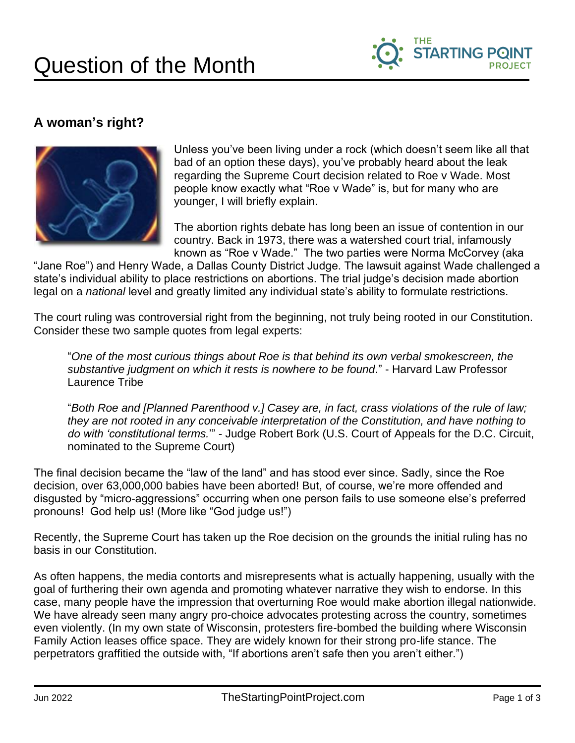# Question of the Month

## A woman's right?

Unless you've been living under a rock (which doesn't seem like all that bad of an option these days), you've probably heard about the leak regarding the Supreme Court decision related to Roe v Wade. Most people know exactly what "Roe v Wade" is, but for many who are younger, I will briefly explain.

The abortion rights debate has long been an issue of contention in our country. Back in 1973, there was a watershed court trial, infamously known as "Roe v Wade." The two parties were Norma McCorvey (aka "Jane Roe") and Henry Wade, a Dallas County District Judge. The lawsuit against Wade challenged a state's individual ability to place restrictions on abortions. The trial judge's decision made abortion legal on a *national* level and greatly limited any individual state's ability to formulate restrictions.

The court ruling was controversial right from the beginning, not truly being rooted in our Constitution. Consider these two sample quotes from legal experts:

> "*One of the most curious things about Roe is that behind its own verbal smokescreen, the substantive judgment on which it rests is nowhere to be found*." - Harvard Law Professor Laurence Tribe

> "*Both Roe and [Planned Parenthood v.] Casey are, in fact, crass violations of the rule of law; they are not rooted in any conceivable interpretation of the Constitution, and have nothing to do with 'constitutional terms.*'" - Judge Robert Bork (U.S. Court of Appeals for the D.C. Circuit, nominated to the Supreme Court)

The final decision became the "law of the land" and has stood ever since. Sadly, since the Roe decision, over 63,000,000 babies have been aborted! But, of course, we're more offended and disgusted by "micro-aggressions" occurring when one person fails to use someone else's preferred pronouns! God help us! (More like "God judge us!")

Recently, the Supreme Court has taken up the Roe decision on the grounds the initial ruling has no basis in our Constitution.

As often happens, the media contorts and misrepresents what is actually happening, usually with the goal of furthering their own agenda and promoting whatever narrative they wish to endorse. In this case, many people have the impression that overturning Roe would make abortion illegal nationwide. We have already seen many angry pro-choice advocates protesting across the country, sometimes even violently. (In my own state of Wisconsin, protesters fire-bombed the building where Wisconsin Family Action leases office space. They are widely known for their strong pro-life stance. The perpetrators graffitied the outside with, "If abortions aren't safe then you aren't either.")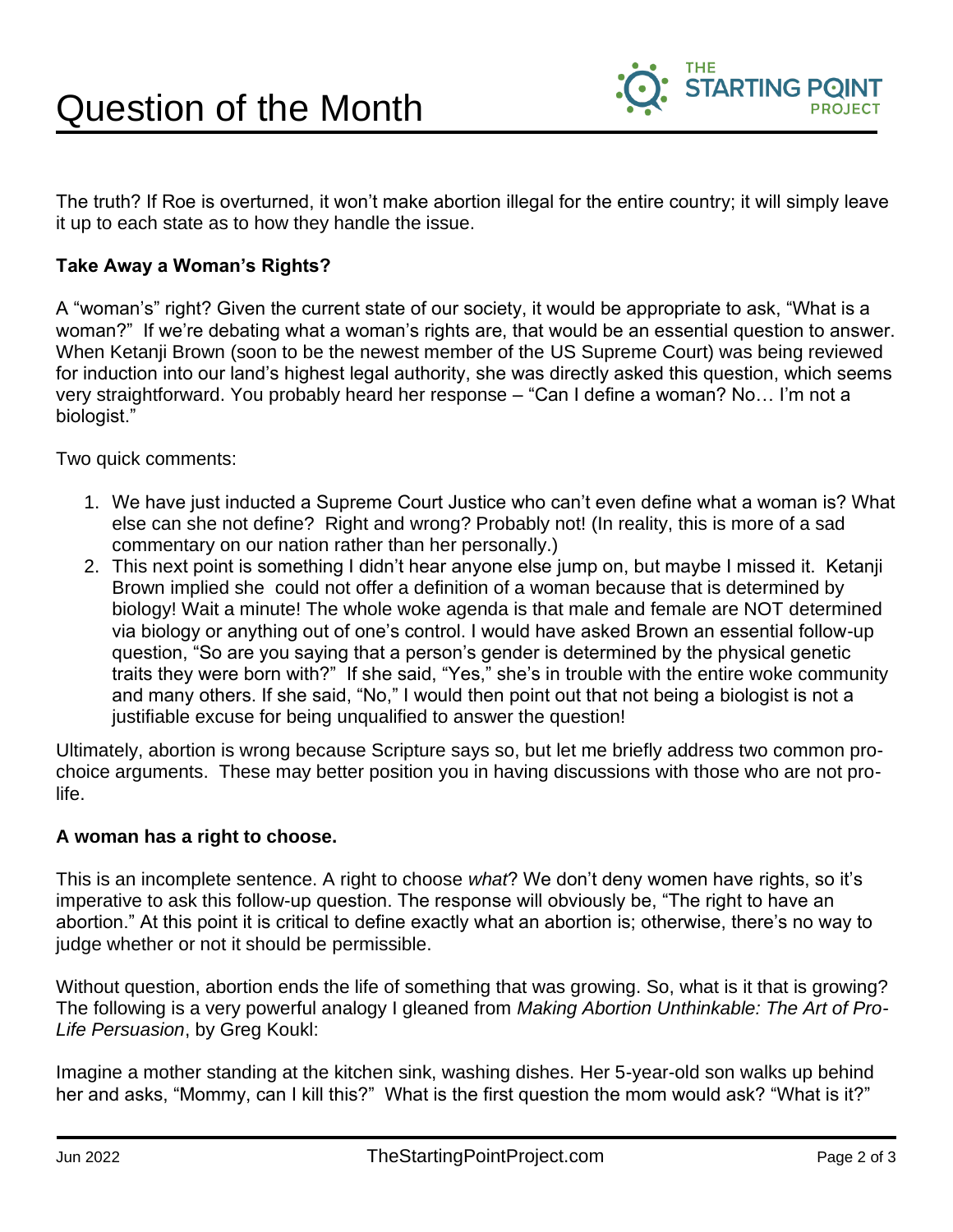The truth? If Roe is overturned, it won't make abortion illegal for the entire country; it will simply leave it up to each state as to how they handle the issue.

**Take Away a Woman's Rights?**

A "woman's" right? Given the current state of our society, it would be appropriate to ask, "What is a woman?" If we're debating what a woman's rights are, that would be an essential question to answer. When Ketanji Brown (soon to be the newest member of the US Supreme Court) was being reviewed for induction into our land's highest legal authority, she was directly asked this question, which seems very straightforward. You probably heard her response – "Can I define a woman? No… I'm not a biologist."

Two quick comments:

1. We have just inducted a Supreme Court Justice who can't even define what a woman is? What else can she not define? Right and wrong? Probably not! (In reality, this is more of a sad commentary on our nation rather than her personally.)
2. This next point is something I didn't hear anyone else jump on, but maybe I missed it. Ketanji Brown implied she could not offer a definition of a woman because that is determined by biology! Wait a minute! The whole woke agenda is that male and female are NOT determined via biology or anything out of one's control. I would have asked Brown an essential follow-up question, "So are you saying that a person's gender is determined by the physical genetic traits they were born with?" If she said, "Yes," she's in trouble with the entire woke community and many others. If she said, "No," I would then point out that not being a biologist is not a justifiable excuse for being unqualified to answer the question!

Ultimately, abortion is wrong because Scripture says so, but let me briefly address two common pro-choice arguments. These may better position you in having discussions with those who are not pro-life.

**A woman has a right to choose.**

This is an incomplete sentence. A right to choose *what*? We don't deny women have rights, so it's imperative to ask this follow-up question. The response will obviously be, "The right to have an abortion." At this point it is critical to define exactly what an abortion is; otherwise, there's no way to judge whether or not it should be permissible.

Without question, abortion ends the life of something that was growing. So, what is it that is growing? The following is a very powerful analogy I gleaned from *Making Abortion Unthinkable: The Art of Pro-Life Persuasion*, by Greg Koukl:

Imagine a mother standing at the kitchen sink, washing dishes. Her 5-year-old son walks up behind her and asks, "Mommy, can I kill this?" What is the first question the mom would ask? "What is it?"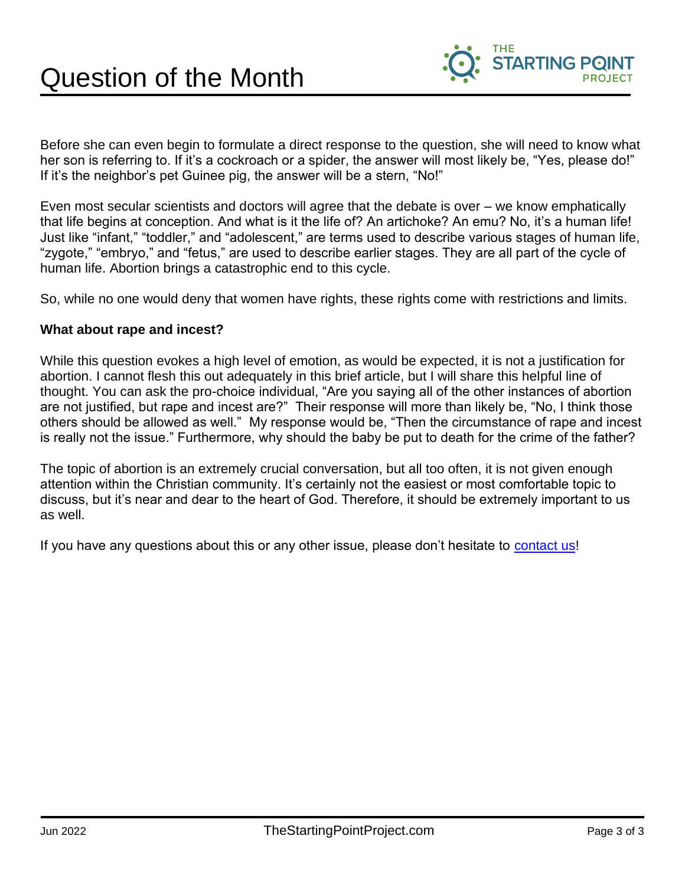Before she can even begin to formulate a direct response to the question, she will need to know what her son is referring to. If it's a cockroach or a spider, the answer will most likely be, "Yes, please do!" If it's the neighbor's pet Guinee pig, the answer will be a stern, "No!"

Even most secular scientists and doctors will agree that the debate is over – we know emphatically that life begins at conception. And what is it the life of? An artichoke? An emu? No, it's a human life! Just like "infant," "toddler," and "adolescent," are terms used to describe various stages of human life, "zygote," "embryo," and "fetus," are used to describe earlier stages. They are all part of the cycle of human life. Abortion brings a catastrophic end to this cycle.

So, while no one would deny that women have rights, these rights come with restrictions and limits.

**What about rape and incest?**

While this question evokes a high level of emotion, as would be expected, it is not a justification for abortion. I cannot flesh this out adequately in this brief article, but I will share this helpful line of thought. You can ask the pro-choice individual, "Are you saying all of the other instances of abortion are not justified, but rape and incest are?" Their response will more than likely be, "No, I think those others should be allowed as well." My response would be, "Then the circumstance of rape and incest is really not the issue." Furthermore, why should the baby be put to death for the crime of the father?

The topic of abortion is an extremely crucial conversation, but all too often, it is not given enough attention within the Christian community. It's certainly not the easiest or most comfortable topic to discuss, but it's near and dear to the heart of God. Therefore, it should be extremely important to us as well.

If you have any questions about this or any other issue, please don't hesitate to contact us!